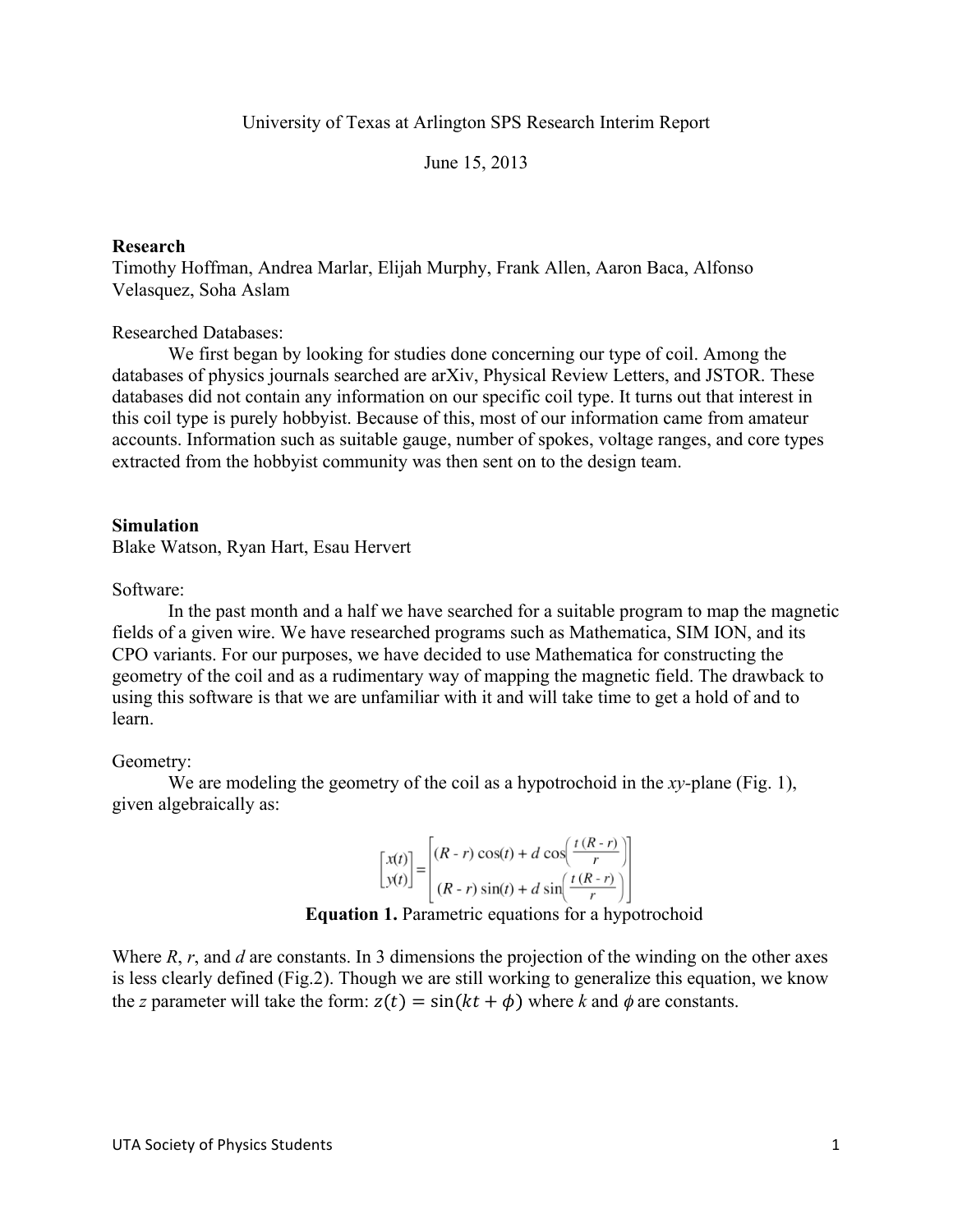University of Texas at Arlington SPS Research Interim Report

June 15, 2013

**Research**
Timothy Hoffman, Andrea Marlar, Elijah Murphy, Frank Allen, Aaron Baca, Alfonso Velasquez, Soha Aslam

Researched Databases:

We first began by looking for studies done concerning our type of coil. Among the databases of physics journals searched are arXiv, Physical Review Letters, and JSTOR. These databases did not contain any information on our specific coil type. It turns out that interest in this coil type is purely hobbyist. Because of this, most of our information came from amateur accounts. Information such as suitable gauge, number of spokes, voltage ranges, and core types extracted from the hobbyist community was then sent on to the design team.

**Simulation**
Blake Watson, Ryan Hart, Esau Hervert

Software:

In the past month and a half we have searched for a suitable program to map the magnetic fields of a given wire. We have researched programs such as Mathematica, SIM ION, and its CPO variants. For our purposes, we have decided to use Mathematica for constructing the geometry of the coil and as a rudimentary way of mapping the magnetic field. The drawback to using this software is that we are unfamiliar with it and will take time to get a hold of and to learn.

Geometry:

We are modeling the geometry of the coil as a hypotrochoid in the *xy*-plane (Fig. 1), given algebraically as:

$$\begin{bmatrix} x(t) \\ y(t) \end{bmatrix} = \begin{bmatrix} (R - r)\cos(t) + d\cos\left(\frac{t\,(R - r)}{r}\right) \\ (R - r)\sin(t) + d\sin\left(\frac{t\,(R - r)}{r}\right) \end{bmatrix}$$

**Equation 1.** Parametric equations for a hypotrochoid

Where $R$, $r$, and $d$ are constants. In 3 dimensions the projection of the winding on the other axes is less clearly defined (Fig.2). Though we are still working to generalize this equation, we know the *z* parameter will take the form: $z(t) = \sin(kt + \phi)$ where $k$ and $\phi$ are constants.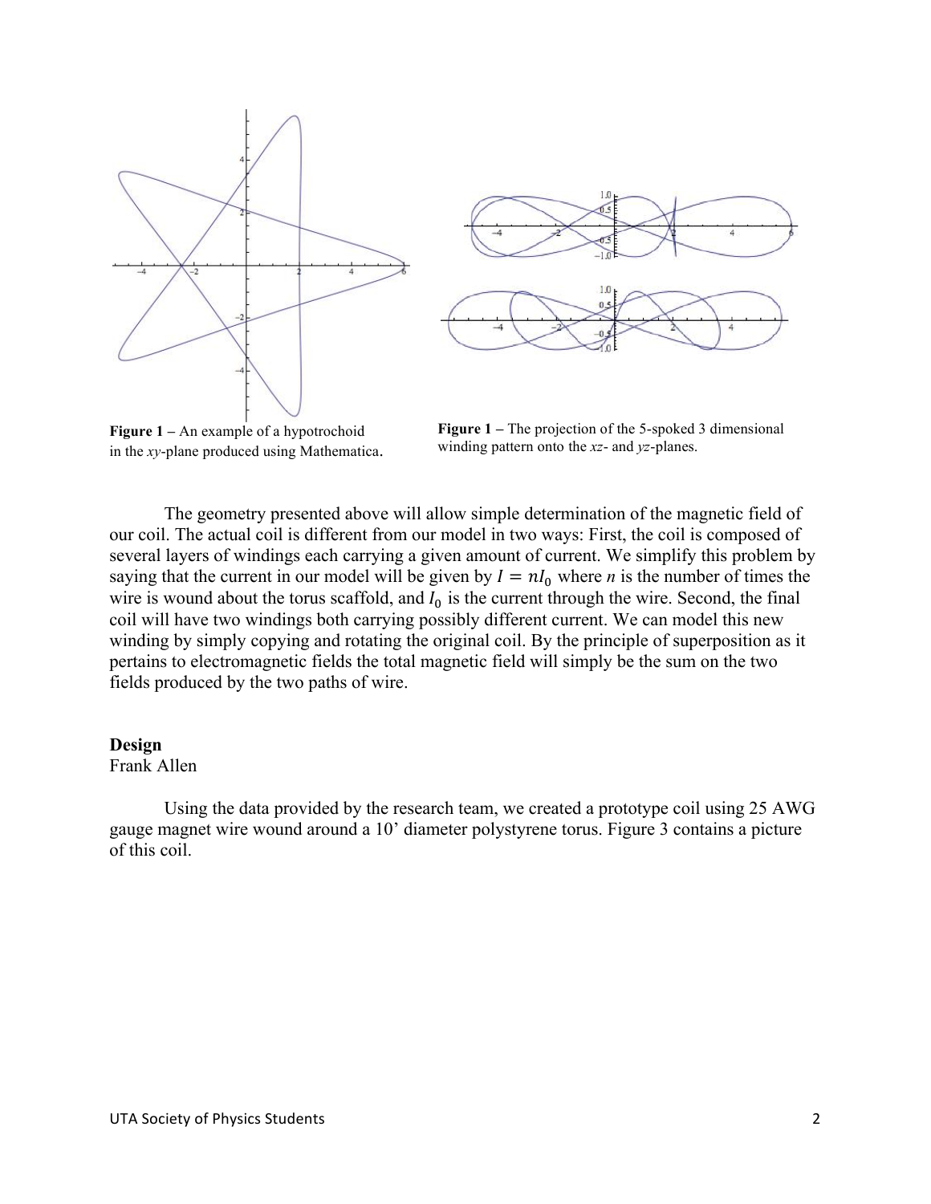**Figure 1 –** An example of a hypotrochoid in the *xy*-plane produced using Mathematica.

**Figure 1 –** The projection of the 5-spoked 3 dimensional winding pattern onto the *xz*- and *yz*-planes.

The geometry presented above will allow simple determination of the magnetic field of our coil. The actual coil is different from our model in two ways: First, the coil is composed of several layers of windings each carrying a given amount of current. We simplify this problem by saying that the current in our model will be given by $I = nI_0$ where *n* is the number of times the wire is wound about the torus scaffold, and $I_0$ is the current through the wire. Second, the final coil will have two windings both carrying possibly different current. We can model this new winding by simply copying and rotating the original coil. By the principle of superposition as it pertains to electromagnetic fields the total magnetic field will simply be the sum on the two fields produced by the two paths of wire.

**Design**

Frank Allen

Using the data provided by the research team, we created a prototype coil using 25 AWG gauge magnet wire wound around a 10' diameter polystyrene torus. Figure 3 contains a picture of this coil.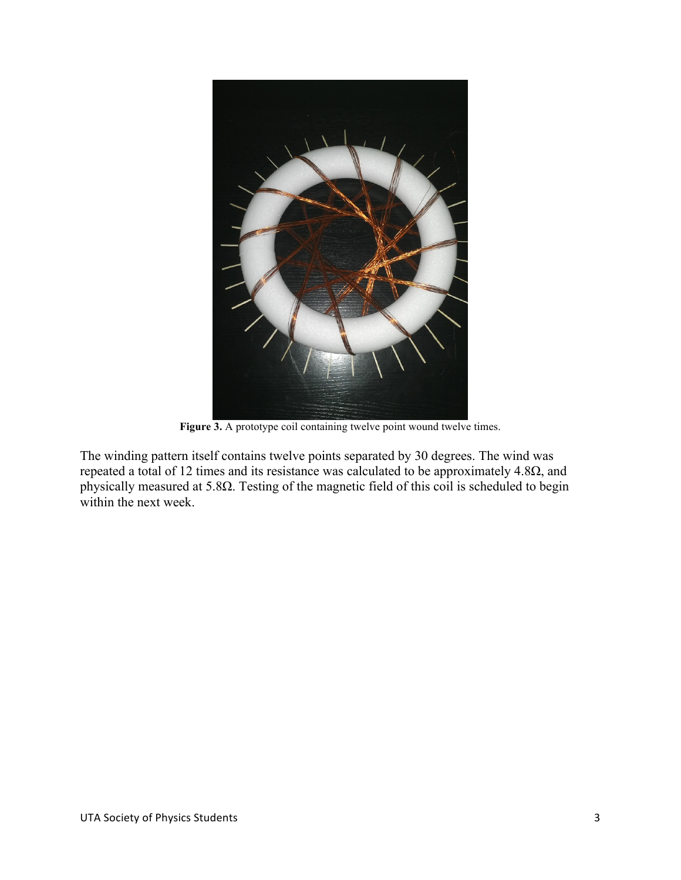**Figure 3.** A prototype coil containing twelve point wound twelve times.

The winding pattern itself contains twelve points separated by 30 degrees. The wind was repeated a total of 12 times and its resistance was calculated to be approximately 4.8Ω, and physically measured at 5.8Ω. Testing of the magnetic field of this coil is scheduled to begin within the next week.